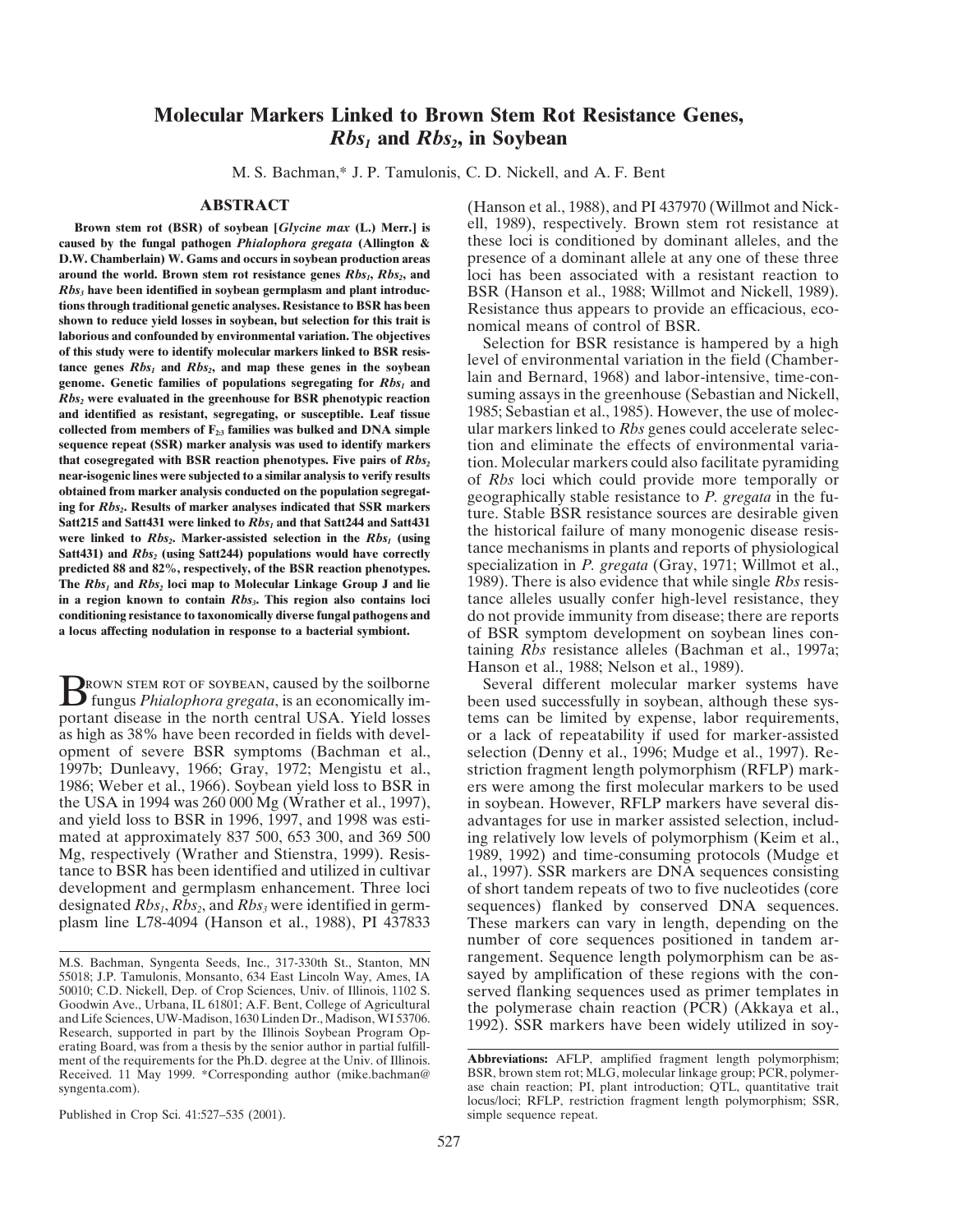# Molecular Markers Linked to Brown Stem Rot Resistance Genes, *Rbs₁* and *Rbs₂*, in Soybean

M. S. Bachman,* J. P. Tamulonis, C. D. Nickell, and A. F. Bent

## ABSTRACT

**Brown stem rot (BSR) of soybean [*Glycine max* (L.) Merr.] is caused by the fungal pathogen *Phialophora gregata* (Allington & D.W. Chamberlain) W. Gams and occurs in soybean production areas around the world. Brown stem rot resistance genes $Rbs_1$, $Rbs_2$, and $Rbs_3$ have been identified in soybean germplasm and plant introductions through traditional genetic analyses. Resistance to BSR has been shown to reduce yield losses in soybean, but selection for this trait is laborious and confounded by environmental variation. The objectives of this study were to identify molecular markers linked to BSR resistance genes $Rbs_1$ and $Rbs_2$, and map these genes in the soybean genome. Genetic families of populations segregating for $Rbs_1$ and $Rbs_2$ were evaluated in the greenhouse for BSR phenotypic reaction and identified as resistant, segregating, or susceptible. Leaf tissue collected from members of $F_{2:3}$ families was bulked and DNA simple sequence repeat (SSR) marker analysis was used to identify markers that cosegregated with BSR reaction phenotypes. Five pairs of $Rbs_2$ near-isogenic lines were subjected to a similar analysis to verify results obtained from marker analysis conducted on the population segregating for $Rbs_2$. Results of marker analyses indicated that SSR markers Satt215 and Satt431 were linked to $Rbs_1$ and that Satt244 and Satt431 were linked to $Rbs_2$. Marker-assisted selection in the $Rbs_1$ (using Satt431) and $Rbs_2$ (using Satt244) populations would have correctly predicted 88 and 82%, respectively, of the BSR reaction phenotypes. The $Rbs_1$ and $Rbs_2$ loci map to Molecular Linkage Group J and lie in a region known to contain $Rbs_3$. This region also contains loci conditioning resistance to taxonomically diverse fungal pathogens and a locus affecting nodulation in response to a bacterial symbiont.**

Brown stem rot of soybean, caused by the soilborne fungus *Phialophora gregata*, is an economically important disease in the north central USA. Yield losses as high as 38% have been recorded in fields with development of severe BSR symptoms (Bachman et al., 1997b; Dunleavy, 1966; Gray, 1972; Mengistu et al., 1986; Weber et al., 1966). Soybean yield loss to BSR in the USA in 1994 was 260 000 Mg (Wrather et al., 1997), and yield loss to BSR in 1996, 1997, and 1998 was estimated at approximately 837 500, 653 300, and 369 500 Mg, respectively (Wrather and Stienstra, 1999). Resistance to BSR has been identified and utilized in cultivar development and germplasm enhancement. Three loci designated $Rbs_1$, $Rbs_2$, and $Rbs_3$ were identified in germplasm line L78-4094 (Hanson et al., 1988), PI 437833 (Hanson et al., 1988), and PI 437970 (Willmot and Nickell, 1989), respectively. Brown stem rot resistance at these loci is conditioned by dominant alleles, and the presence of a dominant allele at any one of these three loci has been associated with a resistant reaction to BSR (Hanson et al., 1988; Willmot and Nickell, 1989). Resistance thus appears to provide an efficacious, economical means of control of BSR.

Selection for BSR resistance is hampered by a high level of environmental variation in the field (Chamberlain and Bernard, 1968) and labor-intensive, time-consuming assays in the greenhouse (Sebastian and Nickell, 1985; Sebastian et al., 1985). However, the use of molecular markers linked to *Rbs* genes could accelerate selection and eliminate the effects of environmental variation. Molecular markers could also facilitate pyramiding of *Rbs* loci which could provide more temporally or geographically stable resistance to *P. gregata* in the future. Stable BSR resistance sources are desirable given the historical failure of many monogenic disease resistance mechanisms in plants and reports of physiological specialization in *P. gregata* (Gray, 1971; Willmot et al., 1989). There is also evidence that while single *Rbs* resistance alleles usually confer high-level resistance, they do not provide immunity from disease; there are reports of BSR symptom development on soybean lines containing *Rbs* resistance alleles (Bachman et al., 1997a; Hanson et al., 1988; Nelson et al., 1989).

Several different molecular marker systems have been used successfully in soybean, although these systems can be limited by expense, labor requirements, or a lack of repeatability if used for marker-assisted selection (Denny et al., 1996; Mudge et al., 1997). Restriction fragment length polymorphism (RFLP) markers were among the first molecular markers to be used in soybean. However, RFLP markers have several disadvantages for use in marker assisted selection, including relatively low levels of polymorphism (Keim et al., 1989, 1992) and time-consuming protocols (Mudge et al., 1997). SSR markers are DNA sequences consisting of short tandem repeats of two to five nucleotides (core sequences) flanked by conserved DNA sequences. These markers can vary in length, depending on the number of core sequences positioned in tandem arrangement. Sequence length polymorphism can be assayed by amplification of these regions with the conserved flanking sequences used as primer templates in the polymerase chain reaction (PCR) (Akkaya et al., 1992). SSR markers have been widely utilized in soy-

M.S. Bachman, Syngenta Seeds, Inc., 317-330th St., Stanton, MN 55018; J.P. Tamulonis, Monsanto, 634 East Lincoln Way, Ames, IA 50010; C.D. Nickell, Dep. of Crop Sciences, Univ. of Illinois, 1102 S. Goodwin Ave., Urbana, IL 61801; A.F. Bent, College of Agricultural and Life Sciences, UW-Madison, 1630 Linden Dr., Madison, WI 53706. Research, supported in part by the Illinois Soybean Program Operating Board, was from a thesis by the senior author in partial fulfillment of the requirements for the Ph.D. degree at the Univ. of Illinois. Received. 11 May 1999. *Corresponding author (mike.bachman@syngenta.com).

Published in Crop Sci. 41:527–535 (2001).

**Abbreviations:** AFLP, amplified fragment length polymorphism; BSR, brown stem rot; MLG, molecular linkage group; PCR, polymerase chain reaction; PI, plant introduction; QTL, quantitative trait locus/loci; RFLP, restriction fragment length polymorphism; SSR, simple sequence repeat.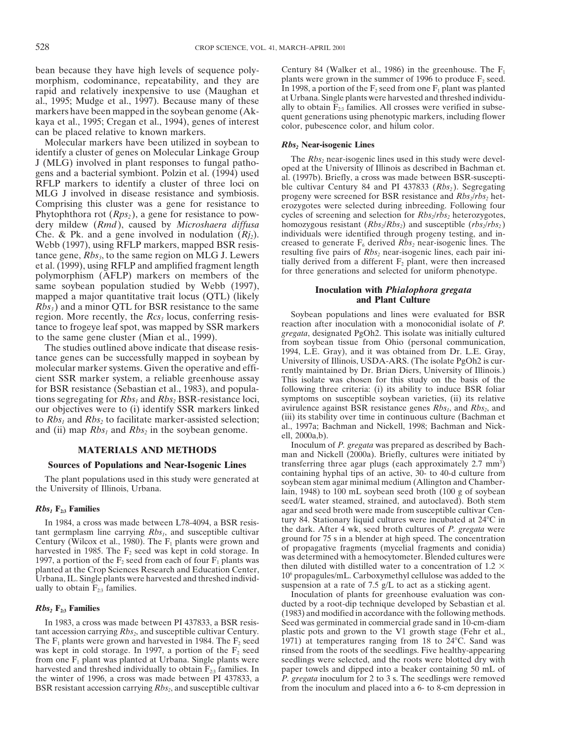bean because they have high levels of sequence polymorphism, codominance, repeatability, and they are rapid and relatively inexpensive to use (Maughan et al., 1995; Mudge et al., 1997). Because many of these markers have been mapped in the soybean genome (Akkaya et al., 1995; Cregan et al., 1994), genes of interest can be placed relative to known markers.

Molecular markers have been utilized in soybean to identify a cluster of genes on Molecular Linkage Group J (MLG) involved in plant responses to fungal pathogens and a bacterial symbiont. Polzin et al. (1994) used RFLP markers to identify a cluster of three loci on MLG J involved in disease resistance and symbiosis. Comprising this cluster was a gene for resistance to Phytophthora rot (*Rps₂*), a gene for resistance to powdery mildew (*Rmd*), caused by *Microshaera diffusa* Che. & Pk. and a gene involved in nodulation (*Rj₂*). Webb (1997), using RFLP markers, mapped BSR resistance gene, *Rbs₃*, to the same region on MLG J. Lewers et al. (1999), using RFLP and amplified fragment length polymorphism (AFLP) markers on members of the same soybean population studied by Webb (1997), mapped a major quantitative trait locus (QTL) (likely *Rbs₃*) and a minor QTL for BSR resistance to the same region. More recently, the *Rcs₃* locus, conferring resistance to frogeye leaf spot, was mapped by SSR markers to the same gene cluster (Mian et al., 1999).

The studies outlined above indicate that disease resistance genes can be successfully mapped in soybean by molecular marker systems. Given the operative and efficient SSR marker system, a reliable greenhouse assay for BSR resistance (Sebastian et al., 1983), and populations segregating for *Rbs₁* and *Rbs₂* BSR-resistance loci, our objectives were to (i) identify SSR markers linked to *Rbs₁* and *Rbs₂* to facilitate marker-assisted selection; and (ii) map *Rbs₁* and *Rbs₂* in the soybean genome.

## MATERIALS AND METHODS

### Sources of Populations and Near-Isogenic Lines

The plant populations used in this study were generated at the University of Illinois, Urbana.

#### *Rbs₁* F₂:₃ Families

In 1984, a cross was made between L78-4094, a BSR resistant germplasm line carrying *Rbs₁*, and susceptible cultivar Century (Wilcox et al., 1980). The F₁ plants were grown and harvested in 1985. The F₂ seed was kept in cold storage. In 1997, a portion of the F₂ seed from each of four F₁ plants was planted at the Crop Sciences Research and Education Center, Urbana, IL. Single plants were harvested and threshed individually to obtain F₂:₃ families.

#### *Rbs₂* F₂:₃ Families

In 1983, a cross was made between PI 437833, a BSR resistant accession carrying *Rbs₂*, and susceptible cultivar Century. The F₁ plants were grown and harvested in 1984. The F₂ seed was kept in cold storage. In 1997, a portion of the F₂ seed from one F₁ plant was planted at Urbana. Single plants were harvested and threshed individually to obtain F₂:₃ families. In the winter of 1996, a cross was made between PI 437833, a BSR resistant accession carrying *Rbs₂*, and susceptible cultivar Century 84 (Walker et al., 1986) in the greenhouse. The F₁ plants were grown in the summer of 1996 to produce F₂ seed. In 1998, a portion of the F₂ seed from one F₁ plant was planted at Urbana. Single plants were harvested and threshed individually to obtain F₂:₃ families. All crosses were verified in subsequent generations using phenotypic markers, including flower color, pubescence color, and hilum color.

#### *Rbs₂* Near-isogenic Lines

The *Rbs₂* near-isogenic lines used in this study were developed at the University of Illinois as described in Bachman et. al. (1997b). Briefly, a cross was made between BSR-susceptible cultivar Century 84 and PI 437833 (*Rbs₂*). Segregating progeny were screened for BSR resistance and *Rbs₂/rbs₂* heterozygotes were selected during inbreeding. Following four cycles of screening and selection for *Rbs₂/rbs₂* heterozygotes, homozygous resistant (*Rbs₂/Rbs₂*) and susceptible (*rbs₂/rbs₂*) individuals were identified through progeny testing, and increased to generate F₆ derived *Rbs₂* near-isogenic lines. The resulting five pairs of *Rbs₂* near-isogenic lines, each pair initially derived from a different F₂ plant, were then increased for three generations and selected for uniform phenotype.

### Inoculation with *Phialophora gregata* and Plant Culture

Soybean populations and lines were evaluated for BSR reaction after inoculation with a monoconidial isolate of *P. gregata*, designated PgOh2. This isolate was initially cultured from soybean tissue from Ohio (personal communication, 1994, L.E. Gray), and it was obtained from Dr. L.E. Gray, University of Illinois, USDA-ARS. (The isolate PgOh2 is currently maintained by Dr. Brian Diers, University of Illinois.) This isolate was chosen for this study on the basis of the following three criteria: (i) its ability to induce BSR foliar symptoms on susceptible soybean varieties, (ii) its relative avirulence against BSR resistance genes *Rbs₁*, and *Rbs₂*, and (iii) its stability over time in continuous culture (Bachman et al., 1997a; Bachman and Nickell, 1998; Bachman and Nickell, 2000a,b).

Inoculum of *P. gregata* was prepared as described by Bachman and Nickell (2000a). Briefly, cultures were initiated by transferring three agar plugs (each approximately 2.7 mm³) containing hyphal tips of an active, 30- to 40-d culture from soybean stem agar minimal medium (Allington and Chamberlain, 1948) to 100 mL soybean seed broth (100 g of soybean seed/L water steamed, strained, and autoclaved). Both stem agar and seed broth were made from susceptible cultivar Century 84. Stationary liquid cultures were incubated at 24°C in the dark. After 4 wk, seed broth cultures of *P. gregata* were ground for 75 s in a blender at high speed. The concentration of propagative fragments (mycelial fragments and conidia) was determined with a hemocytometer. Blended cultures were then diluted with distilled water to a concentration of $1.2 \times 10^6$ propagules/mL. Carboxymethyl cellulose was added to the suspension at a rate of 7.5 g/L to act as a sticking agent.

Inoculation of plants for greenhouse evaluation was conducted by a root-dip technique developed by Sebastian et al. (1983) and modified in accordance with the following methods. Seed was germinated in commercial grade sand in 10-cm-diam plastic pots and grown to the V1 growth stage (Fehr et al., 1971) at temperatures ranging from 18 to 24°C. Sand was rinsed from the roots of the seedlings. Five healthy-appearing seedlings were selected, and the roots were blotted dry with paper towels and dipped into a beaker containing 50 mL of *P. gregata* inoculum for 2 to 3 s. The seedlings were removed from the inoculum and placed into a 6- to 8-cm depression in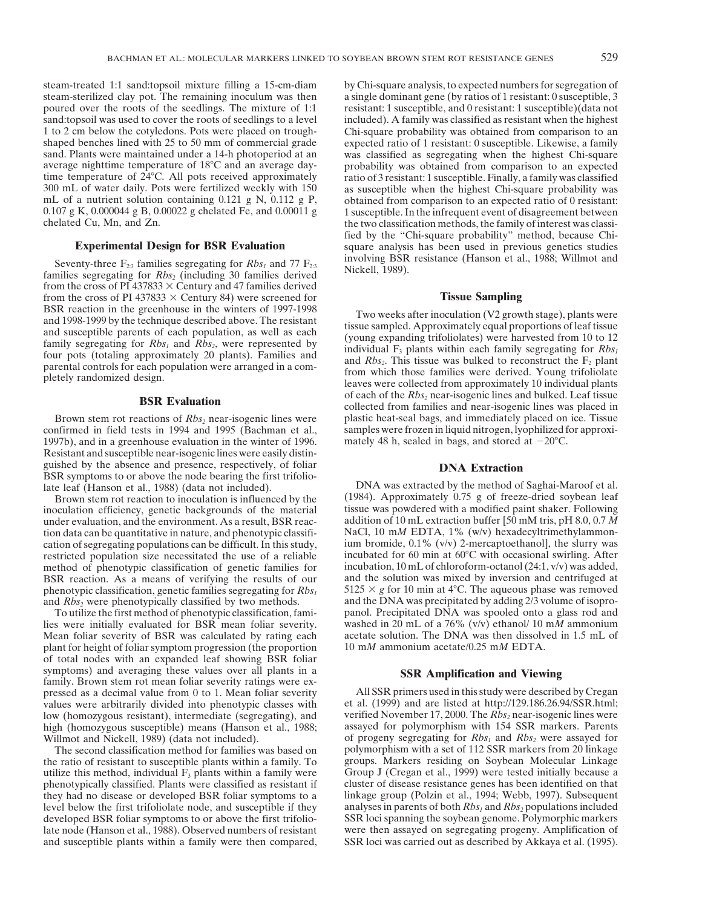steam-treated 1:1 sand:topsoil mixture filling a 15-cm-diam steam-sterilized clay pot. The remaining inoculum was then poured over the roots of the seedlings. The mixture of 1:1 sand:topsoil was used to cover the roots of seedlings to a level 1 to 2 cm below the cotyledons. Pots were placed on trough-shaped benches lined with 25 to 50 mm of commercial grade sand. Plants were maintained under a 14-h photoperiod at an average nighttime temperature of 18°C and an average daytime temperature of 24°C. All pots received approximately 300 mL of water daily. Pots were fertilized weekly with 150 mL of a nutrient solution containing 0.121 g N, 0.112 g P, 0.107 g K, 0.000044 g B, 0.00022 g chelated Fe, and 0.00011 g chelated Cu, Mn, and Zn.

## Experimental Design for BSR Evaluation

Seventy-three $F_{2:3}$ families segregating for *Rbs*$_1$ and 77 $F_{2:3}$ families segregating for *Rbs*$_2$ (including 30 families derived from the cross of PI 437833 × Century and 47 families derived from the cross of PI 437833 × Century 84) were screened for BSR reaction in the greenhouse in the winters of 1997-1998 and 1998-1999 by the technique described above. The resistant and susceptible parents of each population, as well as each family segregating for *Rbs*$_1$ and *Rbs*$_2$, were represented by four pots (totaling approximately 20 plants). Families and parental controls for each population were arranged in a completely randomized design.

## BSR Evaluation

Brown stem rot reactions of *Rbs*$_2$ near-isogenic lines were confirmed in field tests in 1994 and 1995 (Bachman et al., 1997b), and in a greenhouse evaluation in the winter of 1996. Resistant and susceptible near-isogenic lines were easily distinguished by the absence and presence, respectively, of foliar BSR symptoms to or above the node bearing the first trifoliolate leaf (Hanson et al., 1988) (data not included).

Brown stem rot reaction to inoculation is influenced by the inoculation efficiency, genetic backgrounds of the material under evaluation, and the environment. As a result, BSR reaction data can be quantitative in nature, and phenotypic classification of segregating populations can be difficult. In this study, restricted population size necessitated the use of a reliable method of phenotypic classification of genetic families for BSR reaction. As a means of verifying the results of our phenotypic classification, genetic families segregating for *Rbs*$_1$ and *Rbs*$_2$ were phenotypically classified by two methods.

To utilize the first method of phenotypic classification, families were initially evaluated for BSR mean foliar severity. Mean foliar severity of BSR was calculated by rating each plant for height of foliar symptom progression (the proportion of total nodes with an expanded leaf showing BSR foliar symptoms) and averaging these values over all plants in a family. Brown stem rot mean foliar severity ratings were expressed as a decimal value from 0 to 1. Mean foliar severity values were arbitrarily divided into phenotypic classes with low (homozygous resistant), intermediate (segregating), and high (homozygous susceptible) means (Hanson et al., 1988; Willmot and Nickell, 1989) (data not included).

The second classification method for families was based on the ratio of resistant to susceptible plants within a family. To utilize this method, individual $F_3$ plants within a family were phenotypically classified. Plants were classified as resistant if they had no disease or developed BSR foliar symptoms to a level below the first trifoliolate node, and susceptible if they developed BSR foliar symptoms to or above the first trifoliolate node (Hanson et al., 1988). Observed numbers of resistant and susceptible plants within a family were then compared, by Chi-square analysis, to expected numbers for segregation of a single dominant gene (by ratios of 1 resistant: 0 susceptible, 3 resistant: 1 susceptible, and 0 resistant: 1 susceptible)(data not included). A family was classified as resistant when the highest Chi-square probability was obtained from comparison to an expected ratio of 1 resistant: 0 susceptible. Likewise, a family was classified as segregating when the highest Chi-square probability was obtained from comparison to an expected ratio of 3 resistant: 1 susceptible. Finally, a family was classified as susceptible when the highest Chi-square probability was obtained from comparison to an expected ratio of 0 resistant: 1 susceptible. In the infrequent event of disagreement between the two classification methods, the family of interest was classified by the "Chi-square probability" method, because Chi-square analysis has been used in previous genetics studies involving BSR resistance (Hanson et al., 1988; Willmot and Nickell, 1989).

## Tissue Sampling

Two weeks after inoculation (V2 growth stage), plants were tissue sampled. Approximately equal proportions of leaf tissue (young expanding trifoliolates) were harvested from 10 to 12 individual $F_3$ plants within each family segregating for *Rbs*$_1$ and *Rbs*$_2$. This tissue was bulked to reconstruct the $F_2$ plant from which those families were derived. Young trifoliolate leaves were collected from approximately 10 individual plants of each of the *Rbs*$_2$ near-isogenic lines and bulked. Leaf tissue collected from families and near-isogenic lines was placed in plastic heat-seal bags, and immediately placed on ice. Tissue samples were frozen in liquid nitrogen, lyophilized for approximately 48 h, sealed in bags, and stored at −20°C.

## DNA Extraction

DNA was extracted by the method of Saghai-Maroof et al. (1984). Approximately 0.75 g of freeze-dried soybean leaf tissue was powdered with a modified paint shaker. Following addition of 10 mL extraction buffer [50 mM tris, pH 8.0, 0.7 *M* NaCl, 10 m*M* EDTA, 1% (w/v) hexadecyltrimethylammonium bromide, 0.1% (v/v) 2-mercaptoethanol], the slurry was incubated for 60 min at 60°C with occasional swirling. After incubation, 10 mL of chloroform-octanol (24:1, v/v) was added, and the solution was mixed by inversion and centrifuged at 5125 × *g* for 10 min at 4°C. The aqueous phase was removed and the DNA was precipitated by adding 2/3 volume of isopropanol. Precipitated DNA was spooled onto a glass rod and washed in 20 mL of a 76% (v/v) ethanol/ 10 m*M* ammonium acetate solution. The DNA was then dissolved in 1.5 mL of 10 m*M* ammonium acetate/0.25 m*M* EDTA.

## SSR Amplification and Viewing

All SSR primers used in this study were described by Cregan et al. (1999) and are listed at http://129.186.26.94/SSR.html; verified November 17, 2000. The *Rbs*$_2$ near-isogenic lines were assayed for polymorphism with 154 SSR markers. Parents of progeny segregating for *Rbs*$_1$ and *Rbs*$_2$ were assayed for polymorphism with a set of 112 SSR markers from 20 linkage groups. Markers residing on Soybean Molecular Linkage Group J (Cregan et al., 1999) were tested initially because a cluster of disease resistance genes has been identified on that linkage group (Polzin et al., 1994; Webb, 1997). Subsequent analyses in parents of both *Rbs*$_1$ and *Rbs*$_2$ populations included SSR loci spanning the soybean genome. Polymorphic markers were then assayed on segregating progeny. Amplification of SSR loci was carried out as described by Akkaya et al. (1995).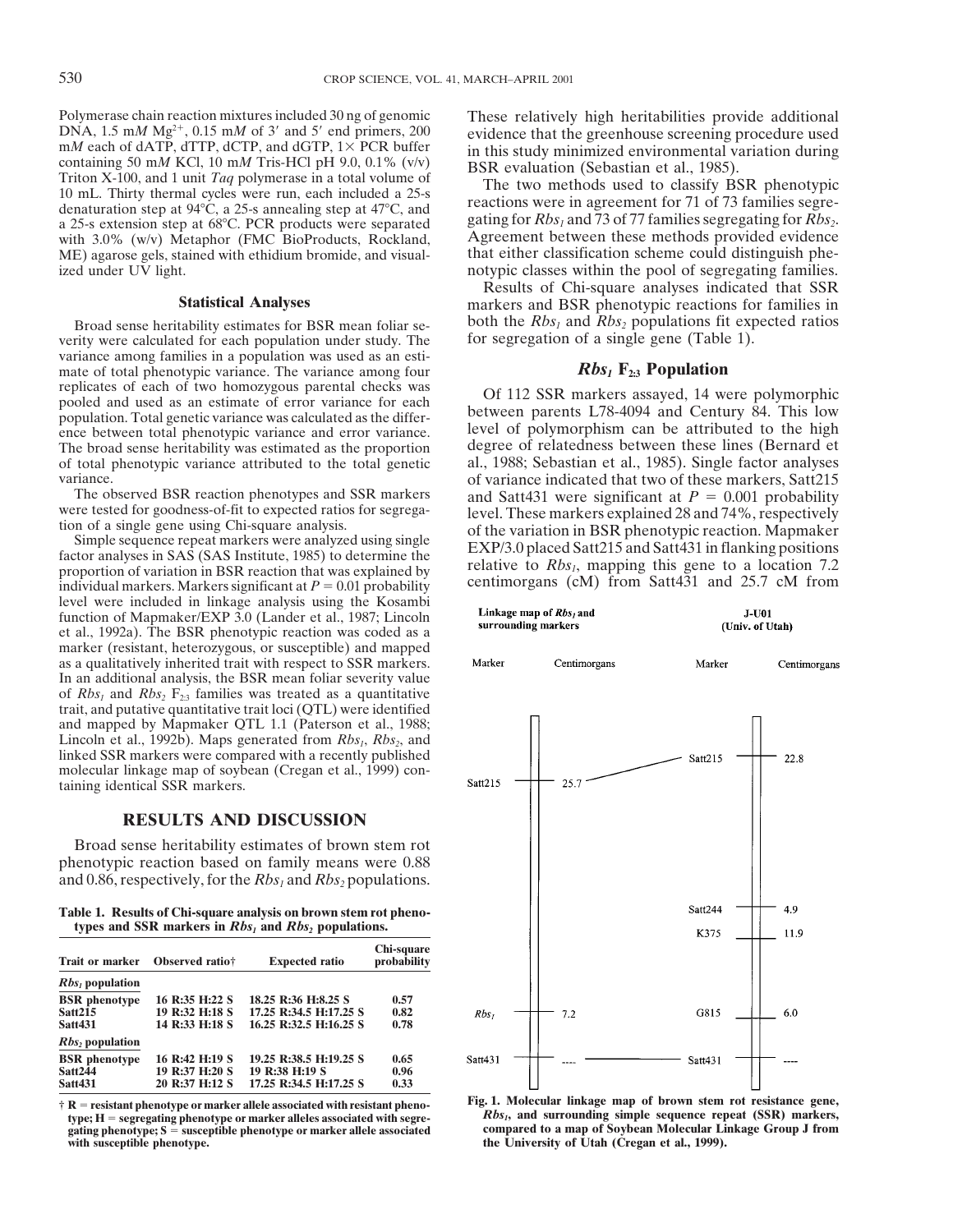Polymerase chain reaction mixtures included 30 ng of genomic DNA, 1.5 m$M$ $Mg^{2+}$, 0.15 m$M$ of 3′ and 5′ end primers, 200 m$M$ each of dATP, dTTP, dCTP, and dGTP, 1× PCR buffer containing 50 m$M$ KCl, 10 m$M$ Tris-HCl pH 9.0, 0.1% (v/v) Triton X-100, and 1 unit *Taq* polymerase in a total volume of 10 mL. Thirty thermal cycles were run, each included a 25-s denaturation step at 94°C, a 25-s annealing step at 47°C, and a 25-s extension step at 68°C. PCR products were separated with 3.0% (w/v) Metaphor (FMC BioProducts, Rockland, ME) agarose gels, stained with ethidium bromide, and visualized under UV light.

## Statistical Analyses

Broad sense heritability estimates for BSR mean foliar severity were calculated for each population under study. The variance among families in a population was used as an estimate of total phenotypic variance. The variance among four replicates of each of two homozygous parental checks was pooled and used as an estimate of error variance for each population. Total genetic variance was calculated as the difference between total phenotypic variance and error variance. The broad sense heritability was estimated as the proportion of total phenotypic variance attributed to the total genetic variance.

The observed BSR reaction phenotypes and SSR markers were tested for goodness-of-fit to expected ratios for segregation of a single gene using Chi-square analysis.

Simple sequence repeat markers were analyzed using single factor analyses in SAS (SAS Institute, 1985) to determine the proportion of variation in BSR reaction that was explained by individual markers. Markers significant at $P = 0.01$ probability level were included in linkage analysis using the Kosambi function of Mapmaker/EXP 3.0 (Lander et al., 1987; Lincoln et al., 1992a). The BSR phenotypic reaction was coded as a marker (resistant, heterozygous, or susceptible) and mapped as a qualitatively inherited trait with respect to SSR markers. In an additional analysis, the BSR mean foliar severity value of $Rbs_1$ and $Rbs_2$ $F_{2:3}$ families was treated as a quantitative trait, and putative quantitative trait loci (QTL) were identified and mapped by Mapmaker QTL 1.1 (Paterson et al., 1988; Lincoln et al., 1992b). Maps generated from $Rbs_1$, $Rbs_2$, and linked SSR markers were compared with a recently published molecular linkage map of soybean (Cregan et al., 1999) containing identical SSR markers.

## RESULTS AND DISCUSSION

Broad sense heritability estimates of brown stem rot phenotypic reaction based on family means were 0.88 and 0.86, respectively, for the $Rbs_1$ and $Rbs_2$ populations.

**Table 1. Results of Chi-square analysis on brown stem rot phenotypes and SSR markers in $Rbs_1$ and $Rbs_2$ populations.**

| Trait or marker | Observed ratio† | Expected ratio | Chi-square probability |
|---|---|---|---|
| ***$Rbs_1$* population** | | | |
| **BSR phenotype** | 16 R:35 H:22 S | 18.25 R:36 H:8.25 S | 0.57 |
| **Satt215** | 19 R:32 H:18 S | 17.25 R:34.5 H:17.25 S | 0.82 |
| **Satt431** | 14 R:33 H:18 S | 16.25 R:32.5 H:16.25 S | 0.78 |
| ***$Rbs_2$* population** | | | |
| **BSR phenotype** | 16 R:42 H:19 S | 19.25 R:38.5 H:19.25 S | 0.65 |
| **Satt244** | 19 R:37 H:20 S | 19 R:38 H:19 S | 0.96 |
| **Satt431** | 20 R:37 H:12 S | 17.25 R:34.5 H:17.25 S | 0.33 |

† R = resistant phenotype or marker allele associated with resistant phenotype; H = segregating phenotype or marker alleles associated with segregating phenotype; S = susceptible phenotype or marker allele associated with susceptible phenotype.

These relatively high heritabilities provide additional evidence that the greenhouse screening procedure used in this study minimized environmental variation during BSR evaluation (Sebastian et al., 1985).

The two methods used to classify BSR phenotypic reactions were in agreement for 71 of 73 families segregating for $Rbs_1$ and 73 of 77 families segregating for $Rbs_2$. Agreement between these methods provided evidence that either classification scheme could distinguish phenotypic classes within the pool of segregating families.

Results of Chi-square analyses indicated that SSR markers and BSR phenotypic reactions for families in both the $Rbs_1$ and $Rbs_2$ populations fit expected ratios for segregation of a single gene (Table 1).

## $Rbs_1$ $F_{2:3}$ Population

Of 112 SSR markers assayed, 14 were polymorphic between parents L78-4094 and Century 84. This low level of polymorphism can be attributed to the high degree of relatedness between these lines (Bernard et al., 1988; Sebastian et al., 1985). Single factor analyses of variance indicated that two of these markers, Satt215 and Satt431 were significant at $P = 0.001$ probability level. These markers explained 28 and 74%, respectively of the variation in BSR phenotypic reaction. Mapmaker EXP/3.0 placed Satt215 and Satt431 in flanking positions relative to $Rbs_1$, mapping this gene to a location 7.2 centimorgans (cM) from Satt431 and 25.7 cM from

| Linkage map of $Rbs_1$ and surrounding markers | | J-U01 (Univ. of Utah) | |
|---|---|---|---|
| Marker | Centimorgans | Marker | Centimorgans |
| | | Satt215 | 22.8 |
| Satt215 | 25.7 | | |
| | | Satt244 | 4.9 |
| | | K375 | 11.9 |
| $Rbs_1$ | 7.2 | G815 | 6.0 |
| Satt431 | ---- | Satt431 | ---- |

**Fig. 1. Molecular linkage map of brown stem rot resistance gene, $Rbs_1$, and surrounding simple sequence repeat (SSR) markers, compared to a map of Soybean Molecular Linkage Group J from the University of Utah (Cregan et al., 1999).**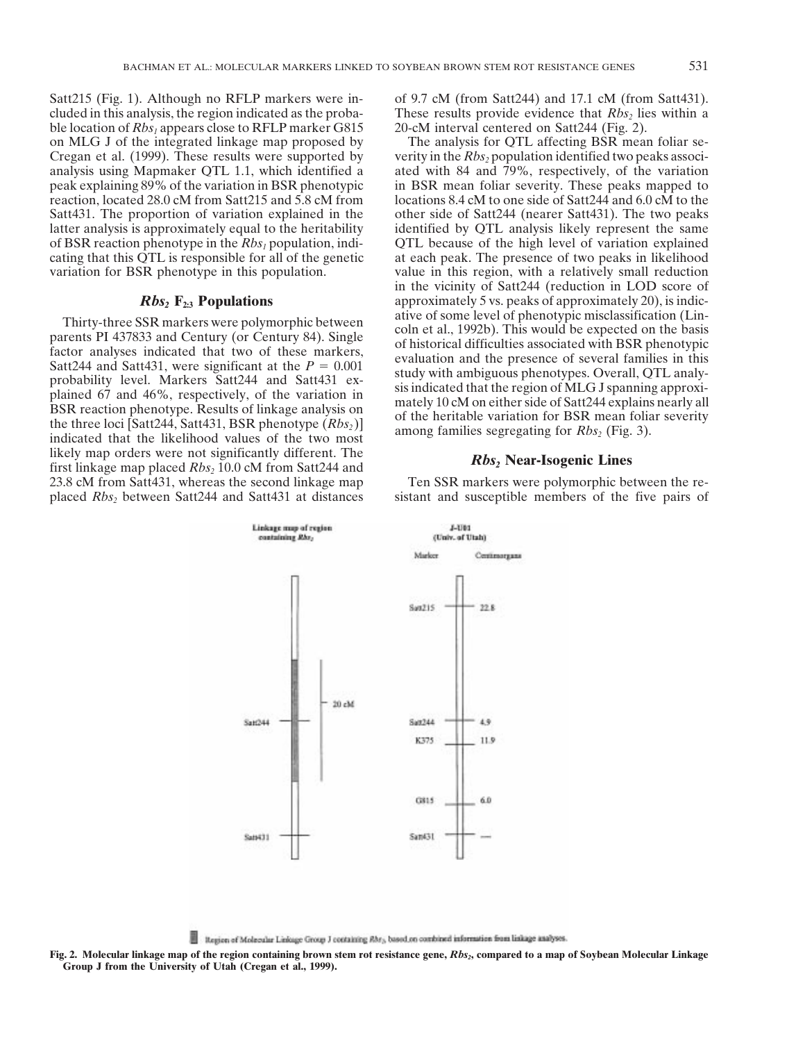Satt215 (Fig. 1). Although no RFLP markers were included in this analysis, the region indicated as the probable location of *Rbs₁* appears close to RFLP marker G815 on MLG J of the integrated linkage map proposed by Cregan et al. (1999). These results were supported by analysis using Mapmaker QTL 1.1, which identified a peak explaining 89% of the variation in BSR phenotypic reaction, located 28.0 cM from Satt215 and 5.8 cM from Satt431. The proportion of variation explained in the latter analysis is approximately equal to the heritability of BSR reaction phenotype in the *Rbs₁* population, indicating that this QTL is responsible for all of the genetic variation for BSR phenotype in this population.

### *Rbs₂* F₂:₃ Populations

Thirty-three SSR markers were polymorphic between parents PI 437833 and Century (or Century 84). Single factor analyses indicated that two of these markers, Satt244 and Satt431, were significant at the $P = 0.001$ probability level. Markers Satt244 and Satt431 explained 67 and 46%, respectively, of the variation in BSR reaction phenotype. Results of linkage analysis on the three loci [Satt244, Satt431, BSR phenotype (*Rbs₂*)] indicated that the likelihood values of the two most likely map orders were not significantly different. The first linkage map placed *Rbs₂* 10.0 cM from Satt244 and 23.8 cM from Satt431, whereas the second linkage map placed *Rbs₂* between Satt244 and Satt431 at distances of 9.7 cM (from Satt244) and 17.1 cM (from Satt431). These results provide evidence that *Rbs₂* lies within a 20-cM interval centered on Satt244 (Fig. 2).

The analysis for QTL affecting BSR mean foliar severity in the *Rbs₂* population identified two peaks associated with 84 and 79%, respectively, of the variation in BSR mean foliar severity. These peaks mapped to locations 8.4 cM to one side of Satt244 and 6.0 cM to the other side of Satt244 (nearer Satt431). The two peaks identified by QTL analysis likely represent the same QTL because of the high level of variation explained at each peak. The presence of two peaks in likelihood value in this region, with a relatively small reduction in the vicinity of Satt244 (reduction in LOD score of approximately 5 vs. peaks of approximately 20), is indicative of some level of phenotypic misclassification (Lincoln et al., 1992b). This would be expected on the basis of historical difficulties associated with BSR phenotypic evaluation and the presence of several families in this study with ambiguous phenotypes. Overall, QTL analysis indicated that the region of MLG J spanning approximately 10 cM on either side of Satt244 explains nearly all of the heritable variation for BSR mean foliar severity among families segregating for *Rbs₂* (Fig. 3).

### *Rbs₂* Near-Isogenic Lines

Ten SSR markers were polymorphic between the resistant and susceptible members of the five pairs of

Linkage map of region containing *Rbs₂*: Satt244, Satt431; 20 cM

J-U01 (Univ. of Utah)

| Marker | Centimorgans |
|---|---|
| Satt215 | 22.8 |
| Satt244 | 4.9 |
| K375 | 11.9 |
| G815 | 6.0 |
| Satt431 | — |

Region of Molecular Linkage Group J containing *Rbs₂* based on combined information from linkage analyses.

**Fig. 2. Molecular linkage map of the region containing brown stem rot resistance gene, *Rbs₂*, compared to a map of Soybean Molecular Linkage Group J from the University of Utah (Cregan et al., 1999).**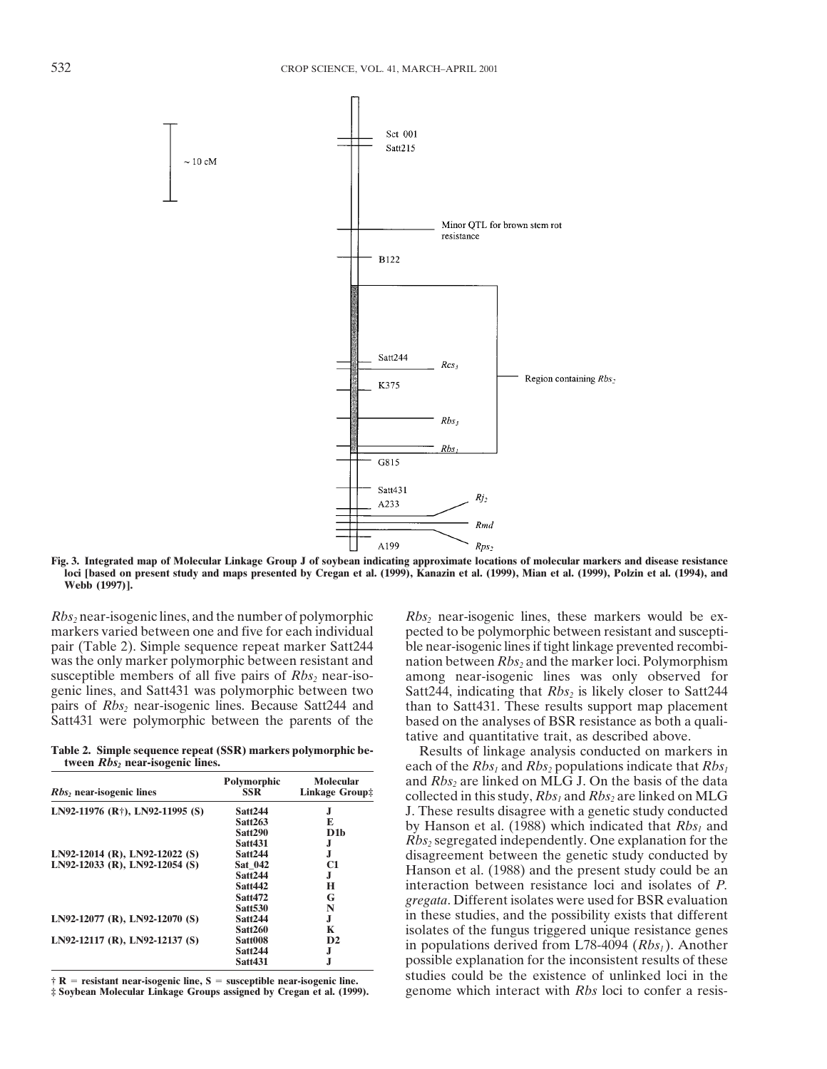Fig. 3. Integrated map of Molecular Linkage Group J of soybean indicating approximate locations of molecular markers and disease resistance loci [based on present study and maps presented by Cregan et al. (1999), Kanazin et al. (1999), Mian et al. (1999), Polzin et al. (1994), and Webb (1997)].

$Rbs_2$ near-isogenic lines, and the number of polymorphic markers varied between one and five for each individual pair (Table 2). Simple sequence repeat marker Satt244 was the only marker polymorphic between resistant and susceptible members of all five pairs of $Rbs_2$ near-isogenic lines, and Satt431 was polymorphic between two pairs of $Rbs_2$ near-isogenic lines. Because Satt244 and Satt431 were polymorphic between the parents of the $Rbs_2$ near-isogenic lines, these markers would be expected to be polymorphic between resistant and susceptible near-isogenic lines if tight linkage prevented recombination between $Rbs_2$ and the marker loci. Polymorphism among near-isogenic lines was only observed for Satt244, indicating that $Rbs_2$ is likely closer to Satt244 than to Satt431. These results support map placement based on the analyses of BSR resistance as both a qualitative and quantitative trait, as described above.

**Table 2. Simple sequence repeat (SSR) markers polymorphic between $Rbs_2$ near-isogenic lines.**

| $Rbs_2$ near-isogenic lines | Polymorphic SSR | Molecular Linkage Group‡ |
|---|---|---|
| LN92-11976 (R†), LN92-11995 (S) | Satt244 | J |
| | Satt263 | E |
| | Satt290 | D1b |
| | Satt431 | J |
| LN92-12014 (R), LN92-12022 (S) | Satt244 | J |
| LN92-12033 (R), LN92-12054 (S) | Sat_042 | C1 |
| | Satt244 | J |
| | Satt442 | H |
| | Satt472 | G |
| | Satt530 | N |
| LN92-12077 (R), LN92-12070 (S) | Satt244 | J |
| | Satt260 | K |
| LN92-12117 (R), LN92-12137 (S) | Satt008 | D2 |
| | Satt244 | J |
| | Satt431 | J |

† R = resistant near-isogenic line, S = susceptible near-isogenic line.
‡ Soybean Molecular Linkage Groups assigned by Cregan et al. (1999).

Results of linkage analysis conducted on markers in each of the $Rbs_1$ and $Rbs_2$ populations indicate that $Rbs_1$ and $Rbs_2$ are linked on MLG J. On the basis of the data collected in this study, $Rbs_1$ and $Rbs_2$ are linked on MLG J. These results disagree with a genetic study conducted by Hanson et al. (1988) which indicated that $Rbs_1$ and $Rbs_2$ segregated independently. One explanation for the disagreement between the genetic study conducted by Hanson et al. (1988) and the present study could be an interaction between resistance loci and isolates of *P. gregata*. Different isolates were used for BSR evaluation in these studies, and the possibility exists that different isolates of the fungus triggered unique resistance genes in populations derived from L78-4094 ($Rbs_1$). Another possible explanation for the inconsistent results of these studies could be the existence of unlinked loci in the genome which interact with *Rbs* loci to confer a resis-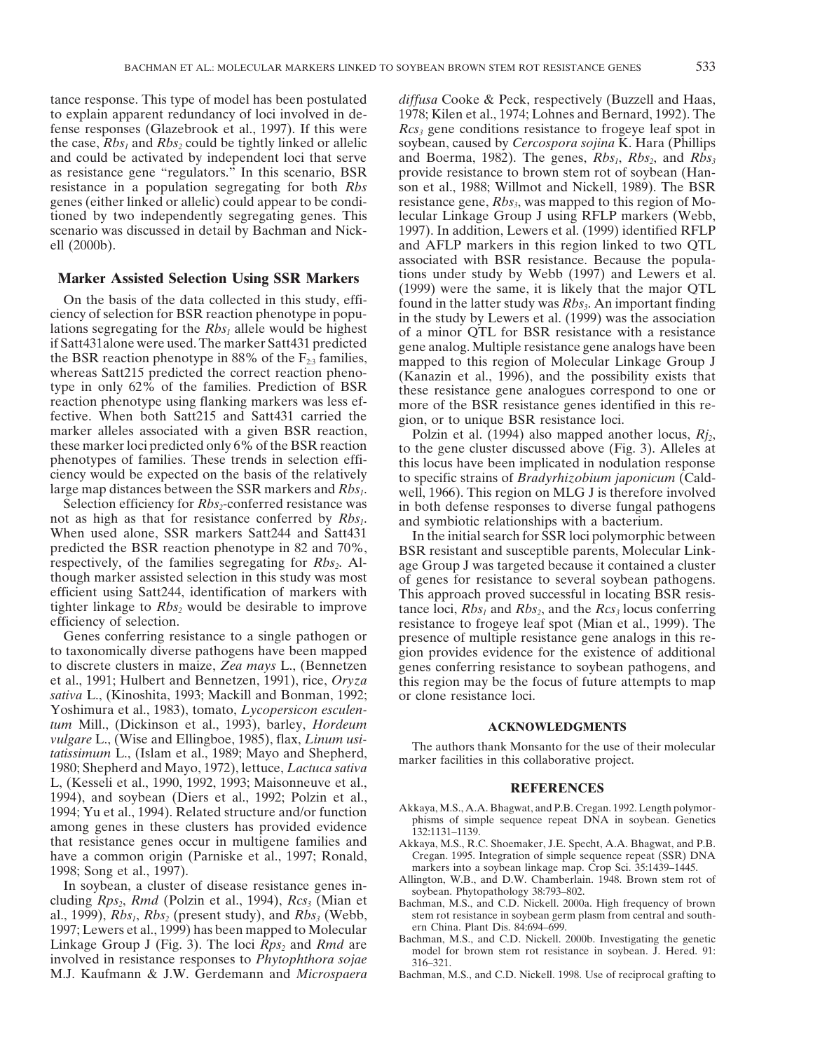tance response. This type of model has been postulated to explain apparent redundancy of loci involved in defense responses (Glazebrook et al., 1997). If this were the case, $Rbs_1$ and $Rbs_2$ could be tightly linked or allelic and could be activated by independent loci that serve as resistance gene "regulators." In this scenario, BSR resistance in a population segregating for both *Rbs* genes (either linked or allelic) could appear to be conditioned by two independently segregating genes. This scenario was discussed in detail by Bachman and Nickell (2000b).

## Marker Assisted Selection Using SSR Markers

On the basis of the data collected in this study, efficiency of selection for BSR reaction phenotype in populations segregating for the $Rbs_1$ allele would be highest if Satt431alone were used. The marker Satt431 predicted the BSR reaction phenotype in 88% of the $F_{2:3}$ families, whereas Satt215 predicted the correct reaction phenotype in only 62% of the families. Prediction of BSR reaction phenotype using flanking markers was less effective. When both Satt215 and Satt431 carried the marker alleles associated with a given BSR reaction, these marker loci predicted only 6% of the BSR reaction phenotypes of families. These trends in selection efficiency would be expected on the basis of the relatively large map distances between the SSR markers and $Rbs_1$.

Selection efficiency for $Rbs_2$-conferred resistance was not as high as that for resistance conferred by $Rbs_1$. When used alone, SSR markers Satt244 and Satt431 predicted the BSR reaction phenotype in 82 and 70%, respectively, of the families segregating for $Rbs_2$. Although marker assisted selection in this study was most efficient using Satt244, identification of markers with tighter linkage to $Rbs_2$ would be desirable to improve efficiency of selection.

Genes conferring resistance to a single pathogen or to taxonomically diverse pathogens have been mapped to discrete clusters in maize, *Zea mays* L., (Bennetzen et al., 1991; Hulbert and Bennetzen, 1991), rice, *Oryza sativa* L., (Kinoshita, 1993; Mackill and Bonman, 1992; Yoshimura et al., 1983), tomato, *Lycopersicon esculentum* Mill., (Dickinson et al., 1993), barley, *Hordeum vulgare* L., (Wise and Ellingboe, 1985), flax, *Linum usitatissimum* L., (Islam et al., 1989; Mayo and Shepherd, 1980; Shepherd and Mayo, 1972), lettuce, *Lactuca sativa* L, (Kesseli et al., 1990, 1992, 1993; Maisonneuve et al., 1994), and soybean (Diers et al., 1992; Polzin et al., 1994; Yu et al., 1994). Related structure and/or function among genes in these clusters has provided evidence that resistance genes occur in multigene families and have a common origin (Parniske et al., 1997; Ronald, 1998; Song et al., 1997).

In soybean, a cluster of disease resistance genes including $Rps_2$, *Rmd* (Polzin et al., 1994), $Rcs_3$ (Mian et al., 1999), $Rbs_1$, $Rbs_2$ (present study), and $Rbs_3$ (Webb, 1997; Lewers et al., 1999) has been mapped to Molecular Linkage Group J (Fig. 3). The loci $Rps_2$ and *Rmd* are involved in resistance responses to *Phytophthora sojae* M.J. Kaufmann & J.W. Gerdemann and *Microspaera diffusa* Cooke & Peck, respectively (Buzzell and Haas, 1978; Kilen et al., 1974; Lohnes and Bernard, 1992). The $Rcs_3$ gene conditions resistance to frogeye leaf spot in soybean, caused by *Cercospora sojina* K. Hara (Phillips and Boerma, 1982). The genes, $Rbs_1$, $Rbs_2$, and $Rbs_3$ provide resistance to brown stem rot of soybean (Hanson et al., 1988; Willmot and Nickell, 1989). The BSR resistance gene, $Rbs_3$, was mapped to this region of Molecular Linkage Group J using RFLP markers (Webb, 1997). In addition, Lewers et al. (1999) identified RFLP and AFLP markers in this region linked to two QTL associated with BSR resistance. Because the populations under study by Webb (1997) and Lewers et al. (1999) were the same, it is likely that the major QTL found in the latter study was $Rbs_3$. An important finding in the study by Lewers et al. (1999) was the association of a minor QTL for BSR resistance with a resistance gene analog. Multiple resistance gene analogs have been mapped to this region of Molecular Linkage Group J (Kanazin et al., 1996), and the possibility exists that these resistance gene analogues correspond to one or more of the BSR resistance genes identified in this region, or to unique BSR resistance loci.

Polzin et al. (1994) also mapped another locus, $Rj_2$, to the gene cluster discussed above (Fig. 3). Alleles at this locus have been implicated in nodulation response to specific strains of *Bradyrhizobium japonicum* (Caldwell, 1966). This region on MLG J is therefore involved in both defense responses to diverse fungal pathogens and symbiotic relationships with a bacterium.

In the initial search for SSR loci polymorphic between BSR resistant and susceptible parents, Molecular Linkage Group J was targeted because it contained a cluster of genes for resistance to several soybean pathogens. This approach proved successful in locating BSR resistance loci, $Rbs_1$ and $Rbs_2$, and the $Rcs_3$ locus conferring resistance to frogeye leaf spot (Mian et al., 1999). The presence of multiple resistance gene analogs in this region provides evidence for the existence of additional genes conferring resistance to soybean pathogens, and this region may be the focus of future attempts to map or clone resistance loci.

## ACKNOWLEDGMENTS

The authors thank Monsanto for the use of their molecular marker facilities in this collaborative project.

## REFERENCES

Akkaya, M.S., A.A. Bhagwat, and P.B. Cregan. 1992. Length polymorphisms of simple sequence repeat DNA in soybean. Genetics 132:1131–1139.

Akkaya, M.S., R.C. Shoemaker, J.E. Specht, A.A. Bhagwat, and P.B. Cregan. 1995. Integration of simple sequence repeat (SSR) DNA markers into a soybean linkage map. Crop Sci. 35:1439–1445.

Allington, W.B., and D.W. Chamberlain. 1948. Brown stem rot of soybean. Phytopathology 38:793–802.

Bachman, M.S., and C.D. Nickell. 2000a. High frequency of brown stem rot resistance in soybean germ plasm from central and southern China. Plant Dis. 84:694–699.

Bachman, M.S., and C.D. Nickell. 2000b. Investigating the genetic model for brown stem rot resistance in soybean. J. Hered. 91: 316–321.

Bachman, M.S., and C.D. Nickell. 1998. Use of reciprocal grafting to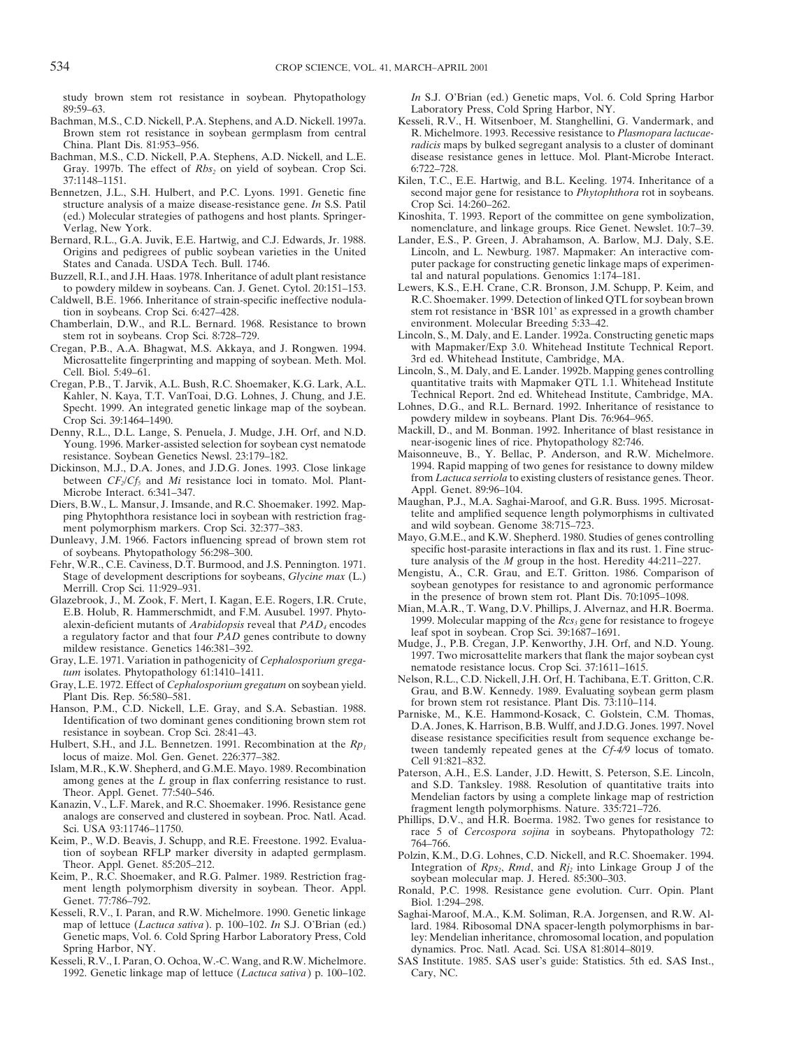study brown stem rot resistance in soybean. Phytopathology 89:59–63.

Bachman, M.S., C.D. Nickell, P.A. Stephens, and A.D. Nickell. 1997a. Brown stem rot resistance in soybean germplasm from central China. Plant Dis. 81:953–956.

Bachman, M.S., C.D. Nickell, P.A. Stephens, A.D. Nickell, and L.E. Gray. 1997b. The effect of *Rbs*$_2$ on yield of soybean. Crop Sci. 37:1148–1151.

Bennetzen, J.L., S.H. Hulbert, and P.C. Lyons. 1991. Genetic fine structure analysis of a maize disease-resistance gene. *In* S.S. Patil (ed.) Molecular strategies of pathogens and host plants. Springer-Verlag, New York.

Bernard, R.L., G.A. Juvik, E.E. Hartwig, and C.J. Edwards, Jr. 1988. Origins and pedigrees of public soybean varieties in the United States and Canada. USDA Tech. Bull. 1746.

Buzzell, R.I., and J.H. Haas. 1978. Inheritance of adult plant resistance to powdery mildew in soybeans. Can. J. Genet. Cytol. 20:151–153.

Caldwell, B.E. 1966. Inheritance of strain-specific ineffective nodulation in soybeans. Crop Sci. 6:427–428.

Chamberlain, D.W., and R.L. Bernard. 1968. Resistance to brown stem rot in soybeans. Crop Sci. 8:728–729.

Cregan, P.B., A.A. Bhagwat, M.S. Akkaya, and J. Rongwen. 1994. Microsattelite fingerprinting and mapping of soybean. Meth. Mol. Cell. Biol. 5:49–61.

Cregan, P.B., T. Jarvik, A.L. Bush, R.C. Shoemaker, K.G. Lark, A.L. Kahler, N. Kaya, T.T. VanToai, D.G. Lohnes, J. Chung, and J.E. Specht. 1999. An integrated genetic linkage map of the soybean. Crop Sci. 39:1464–1490.

Denny, R.L., D.L. Lange, S. Penuela, J. Mudge, J.H. Orf, and N.D. Young. 1996. Marker-assisted selection for soybean cyst nematode resistance. Soybean Genetics Newsl. 23:179–182.

Dickinson, M.J., D.A. Jones, and J.D.G. Jones. 1993. Close linkage between *CF*$_2$/*Cf*$_5$ and *Mi* resistance loci in tomato. Mol. Plant-Microbe Interact. 6:341–347.

Diers, B.W., L. Mansur, J. Imsande, and R.C. Shoemaker. 1992. Mapping Phytophthora resistance loci in soybean with restriction fragment polymorphism markers. Crop Sci. 32:377–383.

Dunleavy, J.M. 1966. Factors influencing spread of brown stem rot of soybeans. Phytopathology 56:298–300.

Fehr, W.R., C.E. Caviness, D.T. Burmood, and J.S. Pennington. 1971. Stage of development descriptions for soybeans, *Glycine max* (L.) Merrill. Crop Sci. 11:929–931.

Glazebrook, J., M. Zook, F. Mert, I. Kagan, E.E. Rogers, I.R. Crute, E.B. Holub, R. Hammerschmidt, and F.M. Ausubel. 1997. Phytoalexin-deficient mutants of *Arabidopsis* reveal that *PAD*$_4$ encodes a regulatory factor and that four *PAD* genes contribute to downy mildew resistance. Genetics 146:381–392.

Gray, L.E. 1971. Variation in pathogenicity of *Cephalosporium gregatum* isolates. Phytopathology 61:1410–1411.

Gray, L.E. 1972. Effect of *Cephalosporium gregatum* on soybean yield. Plant Dis. Rep. 56:580–581.

Hanson, P.M., C.D. Nickell, L.E. Gray, and S.A. Sebastian. 1988. Identification of two dominant genes conditioning brown stem rot resistance in soybean. Crop Sci. 28:41–43.

Hulbert, S.H., and J.L. Bennetzen. 1991. Recombination at the *Rp*$_1$ locus of maize. Mol. Gen. Genet. 226:377–382.

Islam, M.R., K.W. Shepherd, and G.M.E. Mayo. 1989. Recombination among genes at the *L* group in flax conferring resistance to rust. Theor. Appl. Genet. 77:540–546.

Kanazin, V., L.F. Marek, and R.C. Shoemaker. 1996. Resistance gene analogs are conserved and clustered in soybean. Proc. Natl. Acad. Sci. USA 93:11746–11750.

Keim, P., W.D. Beavis, J. Schupp, and R.E. Freestone. 1992. Evaluation of soybean RFLP marker diversity in adapted germplasm. Theor. Appl. Genet. 85:205–212.

Keim, P., R.C. Shoemaker, and R.G. Palmer. 1989. Restriction fragment length polymorphism diversity in soybean. Theor. Appl. Genet. 77:786–792.

Kesseli, R.V., I. Paran, and R.W. Michelmore. 1990. Genetic linkage map of lettuce (*Lactuca sativa*). p. 100–102. *In* S.J. O'Brian (ed.) Genetic maps, Vol. 6. Cold Spring Harbor Laboratory Press, Cold Spring Harbor, NY.

Kesseli, R.V., I. Paran, O. Ochoa, W.-C. Wang, and R.W. Michelmore. 1992. Genetic linkage map of lettuce (*Lactuca sativa*) p. 100–102. *In* S.J. O'Brian (ed.) Genetic maps, Vol. 6. Cold Spring Harbor Laboratory Press, Cold Spring Harbor, NY.

Kesseli, R.V., H. Witsenboer, M. Stanghellini, G. Vandermark, and R. Michelmore. 1993. Recessive resistance to *Plasmopara lactucae-radicis* maps by bulked segregant analysis to a cluster of dominant disease resistance genes in lettuce. Mol. Plant-Microbe Interact. 6:722–728.

Kilen, T.C., E.E. Hartwig, and B.L. Keeling. 1974. Inheritance of a second major gene for resistance to *Phytophthora* rot in soybeans. Crop Sci. 14:260–262.

Kinoshita, T. 1993. Report of the committee on gene symbolization, nomenclature, and linkage groups. Rice Genet. Newslet. 10:7–39.

Lander, E.S., P. Green, J. Abrahamson, A. Barlow, M.J. Daly, S.E. Lincoln, and L. Newburg. 1987. Mapmaker: An interactive computer package for constructing genetic linkage maps of experimental and natural populations. Genomics 1:174–181.

Lewers, K.S., E.H. Crane, C.R. Bronson, J.M. Schupp, P. Keim, and R.C. Shoemaker. 1999. Detection of linked QTL for soybean brown stem rot resistance in 'BSR 101' as expressed in a growth chamber environment. Molecular Breeding 5:33–42.

Lincoln, S., M. Daly, and E. Lander. 1992a. Constructing genetic maps with Mapmaker/Exp 3.0. Whitehead Institute Technical Report. 3rd ed. Whitehead Institute, Cambridge, MA.

Lincoln, S., M. Daly, and E. Lander. 1992b. Mapping genes controlling quantitative traits with Mapmaker QTL 1.1. Whitehead Institute Technical Report. 2nd ed. Whitehead Institute, Cambridge, MA.

Lohnes, D.G., and R.L. Bernard. 1992. Inheritance of resistance to powdery mildew in soybeans. Plant Dis. 76:964–965.

Mackill, D., and M. Bonman. 1992. Inheritance of blast resistance in near-isogenic lines of rice. Phytopathology 82:746.

Maisonneuve, B., Y. Bellac, P. Anderson, and R.W. Michelmore. 1994. Rapid mapping of two genes for resistance to downy mildew from *Lactuca serriola* to existing clusters of resistance genes. Theor. Appl. Genet. 89:96–104.

Maughan, P.J., M.A. Saghai-Maroof, and G.R. Buss. 1995. Microsattelite and amplified sequence length polymorphisms in cultivated and wild soybean. Genome 38:715–723.

Mayo, G.M.E., and K.W. Shepherd. 1980. Studies of genes controlling specific host-parasite interactions in flax and its rust. 1. Fine structure analysis of the *M* group in the host. Heredity 44:211–227.

Mengistu, A., C.R. Grau, and E.T. Gritton. 1986. Comparison of soybean genotypes for resistance to and agronomic performance in the presence of brown stem rot. Plant Dis. 70:1095–1098.

Mian, M.A.R., T. Wang, D.V. Phillips, J. Alvernaz, and H.R. Boerma. 1999. Molecular mapping of the *Rcs*$_3$ gene for resistance to frogeye leaf spot in soybean. Crop Sci. 39:1687–1691.

Mudge, J., P.B. Cregan, J.P. Kenworthy, J.H. Orf, and N.D. Young. 1997. Two microsattelite markers that flank the major soybean cyst nematode resistance locus. Crop Sci. 37:1611–1615.

Nelson, R.L., C.D. Nickell, J.H. Orf, H. Tachibana, E.T. Gritton, C.R. Grau, and B.W. Kennedy. 1989. Evaluating soybean germ plasm for brown stem rot resistance. Plant Dis. 73:110–114.

Parniske, M., K.E. Hammond-Kosack, C. Golstein, C.M. Thomas, D.A. Jones, K. Harrison, B.B. Wulff, and J.D.G. Jones. 1997. Novel disease resistance specificities result from sequence exchange between tandemly repeated genes at the *Cf-4/9* locus of tomato. Cell 91:821–832.

Paterson, A.H., E.S. Lander, J.D. Hewitt, S. Peterson, S.E. Lincoln, and S.D. Tanksley. 1988. Resolution of quantitative traits into Mendelian factors by using a complete linkage map of restriction fragment length polymorphisms. Nature. 335:721–726.

Phillips, D.V., and H.R. Boerma. 1982. Two genes for resistance to race 5 of *Cercospora sojina* in soybeans. Phytopathology 72: 764–766.

Polzin, K.M., D.G. Lohnes, C.D. Nickell, and R.C. Shoemaker. 1994. Integration of *Rps*$_2$, *Rmd*, and *Rj*$_2$ into Linkage Group J of the soybean molecular map. J. Hered. 85:300–303.

Ronald, P.C. 1998. Resistance gene evolution. Curr. Opin. Plant Biol. 1:294–298.

Saghai-Maroof, M.A., K.M. Soliman, R.A. Jorgensen, and R.W. Allard. 1984. Ribosomal DNA spacer-length polymorphisms in barley: Mendelian inheritance, chromosomal location, and population dynamics. Proc. Natl. Acad. Sci. USA 81:8014–8019.

SAS Institute. 1985. SAS user's guide: Statistics. 5th ed. SAS Inst., Cary, NC.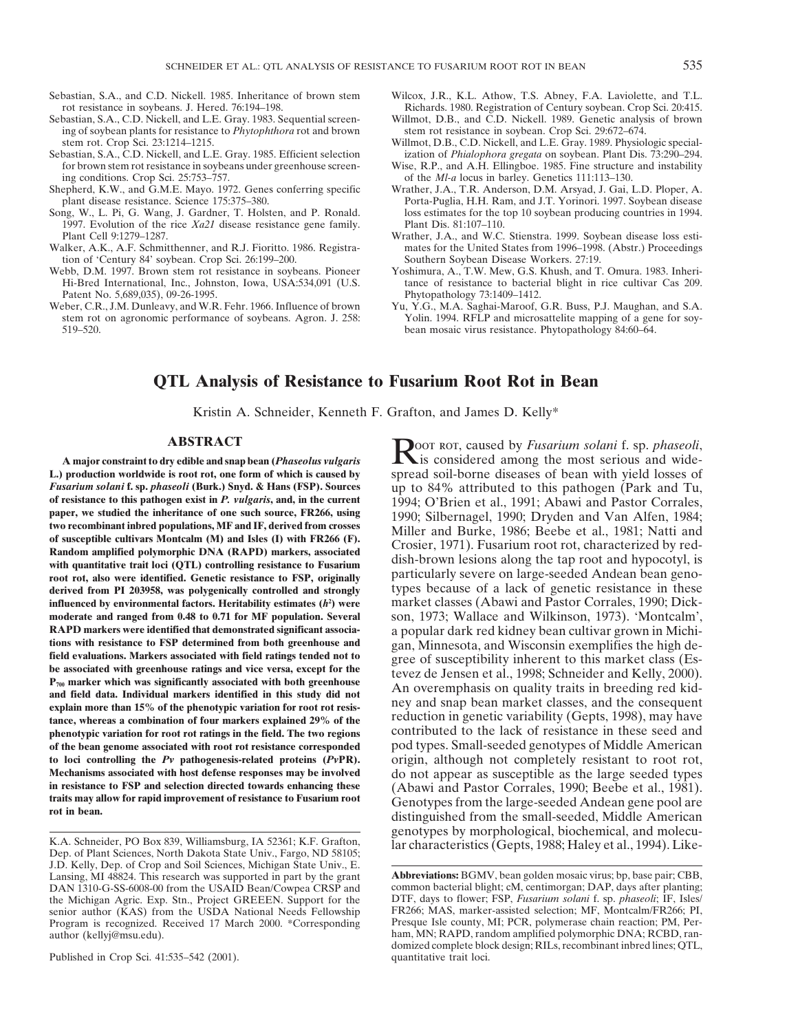Sebastian, S.A., and C.D. Nickell. 1985. Inheritance of brown stem rot resistance in soybeans. J. Hered. 76:194–198.

Sebastian, S.A., C.D. Nickell, and L.E. Gray. 1983. Sequential screening of soybean plants for resistance to *Phytophthora* rot and brown stem rot. Crop Sci. 23:1214–1215.

Sebastian, S.A., C.D. Nickell, and L.E. Gray. 1985. Efficient selection for brown stem rot resistance in soybeans under greenhouse screening conditions. Crop Sci. 25:753–757.

Shepherd, K.W., and G.M.E. Mayo. 1972. Genes conferring specific plant disease resistance. Science 175:375–380.

Song, W., L. Pi, G. Wang, J. Gardner, T. Holsten, and P. Ronald. 1997. Evolution of the rice *Xa21* disease resistance gene family. Plant Cell 9:1279–1287.

Walker, A.K., A.F. Schmitthenner, and R.J. Fioritto. 1986. Registration of 'Century 84' soybean. Crop Sci. 26:199–200.

Webb, D.M. 1997. Brown stem rot resistance in soybeans. Pioneer Hi-Bred International, Inc., Johnston, Iowa, USA:534,091 (U.S. Patent No. 5,689,035), 09-26-1995.

Weber, C.R., J.M. Dunleavy, and W.R. Fehr. 1966. Influence of brown stem rot on agronomic performance of soybeans. Agron. J. 258: 519–520.

Wilcox, J.R., K.L. Athow, T.S. Abney, F.A. Laviolette, and T.L. Richards. 1980. Registration of Century soybean. Crop Sci. 20:415.

Willmot, D.B., and C.D. Nickell. 1989. Genetic analysis of brown stem rot resistance in soybean. Crop Sci. 29:672–674.

Willmot, D.B., C.D. Nickell, and L.E. Gray. 1989. Physiologic specialization of *Phialophora gregata* on soybean. Plant Dis. 73:290–294.

Wise, R.P., and A.H. Ellingboe. 1985. Fine structure and instability of the *Ml-a* locus in barley. Genetics 111:113–130.

Wrather, J.A., T.R. Anderson, D.M. Arsyad, J. Gai, L.D. Ploper, A. Porta-Puglia, H.H. Ram, and J.T. Yorinori. 1997. Soybean disease loss estimates for the top 10 soybean producing countries in 1994. Plant Dis. 81:107–110.

Wrather, J.A., and W.C. Stienstra. 1999. Soybean disease loss estimates for the United States from 1996–1998. (Abstr.) Proceedings Southern Soybean Disease Workers. 27:19.

Yoshimura, A., T.W. Mew, G.S. Khush, and T. Omura. 1983. Inheritance of resistance to bacterial blight in rice cultivar Cas 209. Phytopathology 73:1409–1412.

Yu, Y.G., M.A. Saghai-Maroof, G.R. Buss, P.J. Maughan, and S.A. Yolin. 1994. RFLP and microsattelite mapping of a gene for soybean mosaic virus resistance. Phytopathology 84:60–64.

# QTL Analysis of Resistance to Fusarium Root Rot in Bean

Kristin A. Schneider, Kenneth F. Grafton, and James D. Kelly*

## ABSTRACT

**A major constraint to dry edible and snap bean (*Phaseolus vulgaris* L.) production worldwide is root rot, one form of which is caused by *Fusarium solani* f. sp. *phaseoli* (Burk.) Snyd. & Hans (FSP). Sources of resistance to this pathogen exist in *P. vulgaris*, and, in the current paper, we studied the inheritance of one such source, FR266, using two recombinant inbred populations, MF and IF, derived from crosses of susceptible cultivars Montcalm (M) and Isles (I) with FR266 (F). Random amplified polymorphic DNA (RAPD) markers, associated with quantitative trait loci (QTL) controlling resistance to Fusarium root rot, also were identified. Genetic resistance to FSP, originally derived from PI 203958, was polygenically controlled and strongly influenced by environmental factors. Heritability estimates ($h^2$) were moderate and ranged from 0.48 to 0.71 for MF population. Several RAPD markers were identified that demonstrated significant associations with resistance to FSP determined from both greenhouse and field evaluations. Markers associated with field ratings tended not to be associated with greenhouse ratings and vice versa, except for the $P_{700}$ marker which was significantly associated with both greenhouse and field data. Individual markers identified in this study did not explain more than 15% of the phenotypic variation for root rot resistance, whereas a combination of four markers explained 29% of the phenotypic variation for root rot ratings in the field. The two regions of the bean genome associated with root rot resistance corresponded to loci controlling the *Pv* pathogenesis-related proteins (*Pv*PR). Mechanisms associated with host defense responses may be involved in resistance to FSP and selection directed towards enhancing these traits may allow for rapid improvement of resistance to Fusarium root rot in bean.**

K.A. Schneider, PO Box 839, Williamsburg, IA 52361; K.F. Grafton, Dep. of Plant Sciences, North Dakota State Univ., Fargo, ND 58105; J.D. Kelly, Dep. of Crop and Soil Sciences, Michigan State Univ., E. Lansing, MI 48824. This research was supported in part by the grant DAN 1310-G-SS-6008-00 from the USAID Bean/Cowpea CRSP and the Michigan Agric. Exp. Stn., Project GREEEN. Support for the senior author (KAS) from the USDA National Needs Fellowship Program is recognized. Received 17 March 2000. *Corresponding author (kellyj@msu.edu).

Published in Crop Sci. 41:535–542 (2001).

Root rot, caused by *Fusarium solani* f. sp. *phaseoli*, is considered among the most serious and widespread soil-borne diseases of bean with yield losses of up to 84% attributed to this pathogen (Park and Tu, 1994; O'Brien et al., 1991; Abawi and Pastor Corrales, 1990; Silbernagel, 1990; Dryden and Van Alfen, 1984; Miller and Burke, 1986; Beebe et al., 1981; Natti and Crosier, 1971). Fusarium root rot, characterized by reddish-brown lesions along the tap root and hypocotyl, is particularly severe on large-seeded Andean bean genotypes because of a lack of genetic resistance in these market classes (Abawi and Pastor Corrales, 1990; Dickson, 1973; Wallace and Wilkinson, 1973). 'Montcalm', a popular dark red kidney bean cultivar grown in Michigan, Minnesota, and Wisconsin exemplifies the high degree of susceptibility inherent to this market class (Estevez de Jensen et al., 1998; Schneider and Kelly, 2000). An overemphasis on quality traits in breeding red kidney and snap bean market classes, and the consequent reduction in genetic variability (Gepts, 1998), may have contributed to the lack of resistance in these seed and pod types. Small-seeded genotypes of Middle American origin, although not completely resistant to root rot, do not appear as susceptible as the large seeded types (Abawi and Pastor Corrales, 1990; Beebe et al., 1981). Genotypes from the large-seeded Andean gene pool are distinguished from the small-seeded, Middle American genotypes by morphological, biochemical, and molecular characteristics (Gepts, 1988; Haley et al., 1994). Like-

**Abbreviations:** BGMV, bean golden mosaic virus; bp, base pair; CBB, common bacterial blight; cM, centimorgan; DAP, days after planting; DTF, days to flower; FSP, *Fusarium solani* f. sp. *phaseoli*; IF, Isles/FR266; MAS, marker-assisted selection; MF, Montcalm/FR266; PI, Presque Isle county, MI; PCR, polymerase chain reaction; PM, Perham, MN; RAPD, random amplified polymorphic DNA; RCBD, randomized complete block design; RILs, recombinant inbred lines; QTL, quantitative trait loci.